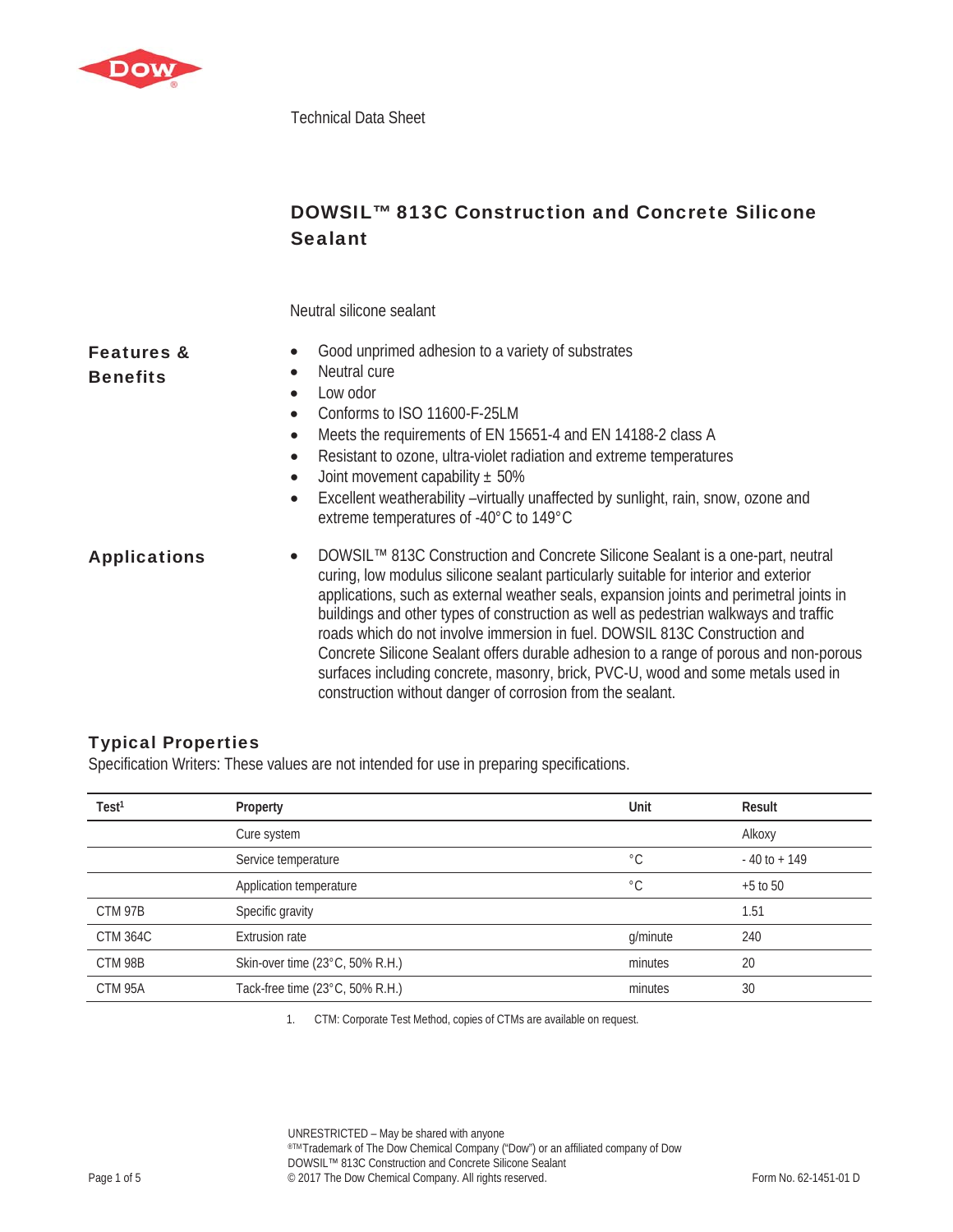Technical Data Sheet

# DOWSIL™ 813C Construction and Concrete Silicone Sealant

Neutral silicone sealant

## Features & Benefits

- Good unprimed adhesion to a variety of substrates
- Neutral cure
- Low odor
- Conforms to ISO 11600-F-25LM
- Meets the requirements of EN 15651-4 and EN 14188-2 class A
- Resistant to ozone, ultra-violet radiation and extreme temperatures
- Joint movement capability ± 50%
- Excellent weatherability –virtually unaffected by sunlight, rain, snow, ozone and extreme temperatures of -40°C to 149°C

## Applications

- DOWSIL™ 813C Construction and Concrete Silicone Sealant is a one-part, neutral curing, low modulus silicone sealant particularly suitable for interior and exterior applications, such as external weather seals, expansion joints and perimetral joints in buildings and other types of construction as well as pedestrian walkways and traffic roads which do not involve immersion in fuel. DOWSIL 813C Construction and Concrete Silicone Sealant offers durable adhesion to a range of porous and non-porous surfaces including concrete, masonry, brick, PVC-U, wood and some metals used in construction without danger of corrosion from the sealant.

## Typical Properties

Specification Writers: These values are not intended for use in preparing specifications.

| Test[1] | Property | Unit | Result |
|---|---|---|---|
| | Cure system | | Alkoxy |
| | Service temperature | °C | - 40 to + 149 |
| | Application temperature | °C | +5 to 50 |
| CTM 97B | Specific gravity | | 1.51 |
| CTM 364C | Extrusion rate | g/minute | 240 |
| CTM 98B | Skin-over time (23°C, 50% R.H.) | minutes | 20 |
| CTM 95A | Tack-free time (23°C, 50% R.H.) | minutes | 30 |

1. CTM: Corporate Test Method, copies of CTMs are available on request.

UNRESTRICTED – May be shared with anyone
®™Trademark of The Dow Chemical Company ("Dow") or an affiliated company of Dow
DOWSIL™ 813C Construction and Concrete Silicone Sealant
© 2017 The Dow Chemical Company. All rights reserved.

Form No. 62-1451-01 D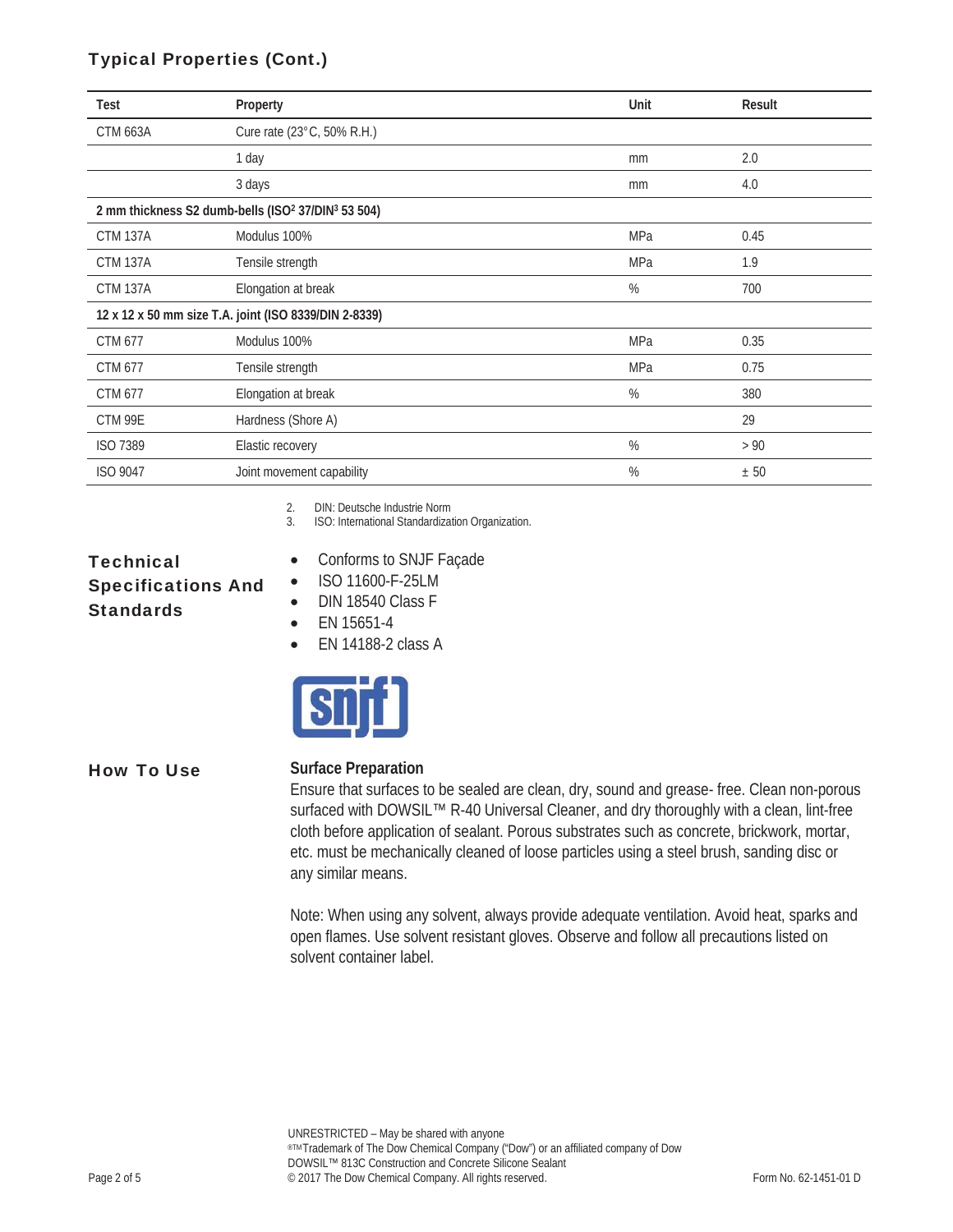## Typical Properties (Cont.)

| Test | Property | Unit | Result |
|---|---|---|---|
| CTM 663A | Cure rate (23°C, 50% R.H.) | | |
| | 1 day | mm | 2.0 |
| | 3 days | mm | 4.0 |
| **2 mm thickness S2 dumb-bells (ISO[2] 37/DIN[3] 53 504)** | | | |
| CTM 137A | Modulus 100% | MPa | 0.45 |
| CTM 137A | Tensile strength | MPa | 1.9 |
| CTM 137A | Elongation at break | % | 700 |
| **12 x 12 x 50 mm size T.A. joint (ISO 8339/DIN 2-8339)** | | | |
| CTM 677 | Modulus 100% | MPa | 0.35 |
| CTM 677 | Tensile strength | MPa | 0.75 |
| CTM 677 | Elongation at break | % | 380 |
| CTM 99E | Hardness (Shore A) | | 29 |
| ISO 7389 | Elastic recovery | % | > 90 |
| ISO 9047 | Joint movement capability | % | ± 50 |

2. DIN: Deutsche Industrie Norm
3. ISO: International Standardization Organization.

## Technical Specifications And Standards

- Conforms to SNJF Façade
- ISO 11600-F-25LM
- DIN 18540 Class F
- EN 15651-4
- EN 14188-2 class A

## How To Use

**Surface Preparation**

Ensure that surfaces to be sealed are clean, dry, sound and grease- free. Clean non-porous surfaced with DOWSIL™ R-40 Universal Cleaner, and dry thoroughly with a clean, lint-free cloth before application of sealant. Porous substrates such as concrete, brickwork, mortar, etc. must be mechanically cleaned of loose particles using a steel brush, sanding disc or any similar means.

Note: When using any solvent, always provide adequate ventilation. Avoid heat, sparks and open flames. Use solvent resistant gloves. Observe and follow all precautions listed on solvent container label.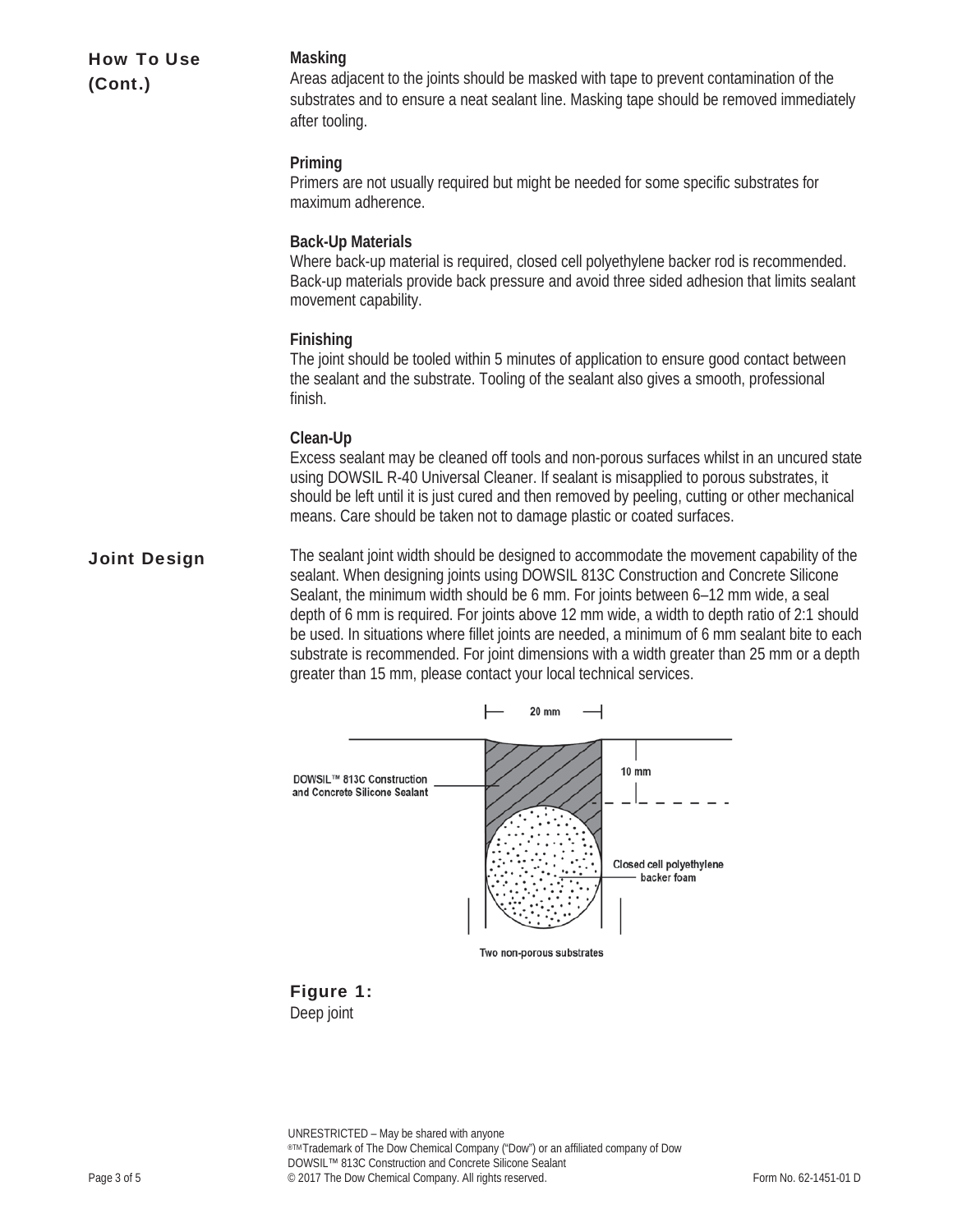## How To Use (Cont.)

**Masking**

Areas adjacent to the joints should be masked with tape to prevent contamination of the substrates and to ensure a neat sealant line. Masking tape should be removed immediately after tooling.

**Priming**

Primers are not usually required but might be needed for some specific substrates for maximum adherence.

**Back-Up Materials**

Where back-up material is required, closed cell polyethylene backer rod is recommended. Back-up materials provide back pressure and avoid three sided adhesion that limits sealant movement capability.

**Finishing**

The joint should be tooled within 5 minutes of application to ensure good contact between the sealant and the substrate. Tooling of the sealant also gives a smooth, professional finish.

**Clean-Up**

Excess sealant may be cleaned off tools and non-porous surfaces whilst in an uncured state using DOWSIL R-40 Universal Cleaner. If sealant is misapplied to porous substrates, it should be left until it is just cured and then removed by peeling, cutting or other mechanical means. Care should be taken not to damage plastic or coated surfaces.

## Joint Design

The sealant joint width should be designed to accommodate the movement capability of the sealant. When designing joints using DOWSIL 813C Construction and Concrete Silicone Sealant, the minimum width should be 6 mm. For joints between 6–12 mm wide, a seal depth of 6 mm is required. For joints above 12 mm wide, a width to depth ratio of 2:1 should be used. In situations where fillet joints are needed, a minimum of 6 mm sealant bite to each substrate is recommended. For joint dimensions with a width greater than 25 mm or a depth greater than 15 mm, please contact your local technical services.

20 mm

10 mm

DOWSIL™ 813C Construction and Concrete Silicone Sealant

Closed cell polyethylene backer foam

Two non-porous substrates

**Figure 1:**
Deep joint

UNRESTRICTED – May be shared with anyone
®TM Trademark of The Dow Chemical Company ("Dow") or an affiliated company of Dow
DOWSIL™ 813C Construction and Concrete Silicone Sealant
© 2017 The Dow Chemical Company. All rights reserved. Form No. 62-1451-01 D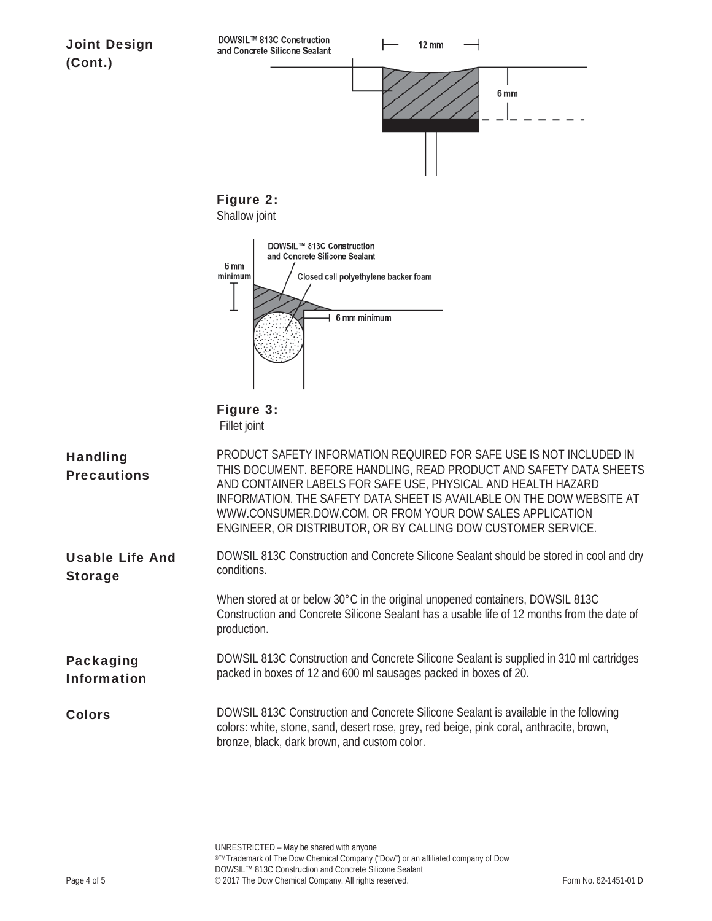## Joint Design (Cont.)

DOWSIL™ 813C Construction and Concrete Silicone Sealant

12 mm

6 mm

**Figure 2:**
Shallow joint

DOWSIL™ 813C Construction and Concrete Silicone Sealant

6 mm minimum

Closed cell polyethylene backer foam

6 mm minimum

**Figure 3:**
Fillet joint

## Handling Precautions

PRODUCT SAFETY INFORMATION REQUIRED FOR SAFE USE IS NOT INCLUDED IN THIS DOCUMENT. BEFORE HANDLING, READ PRODUCT AND SAFETY DATA SHEETS AND CONTAINER LABELS FOR SAFE USE, PHYSICAL AND HEALTH HAZARD INFORMATION. THE SAFETY DATA SHEET IS AVAILABLE ON THE DOW WEBSITE AT WWW.CONSUMER.DOW.COM, OR FROM YOUR DOW SALES APPLICATION ENGINEER, OR DISTRIBUTOR, OR BY CALLING DOW CUSTOMER SERVICE.

## Usable Life And Storage

DOWSIL 813C Construction and Concrete Silicone Sealant should be stored in cool and dry conditions.

When stored at or below 30°C in the original unopened containers, DOWSIL 813C Construction and Concrete Silicone Sealant has a usable life of 12 months from the date of production.

## Packaging Information

DOWSIL 813C Construction and Concrete Silicone Sealant is supplied in 310 ml cartridges packed in boxes of 12 and 600 ml sausages packed in boxes of 20.

## Colors

DOWSIL 813C Construction and Concrete Silicone Sealant is available in the following colors: white, stone, sand, desert rose, grey, red beige, pink coral, anthracite, brown, bronze, black, dark brown, and custom color.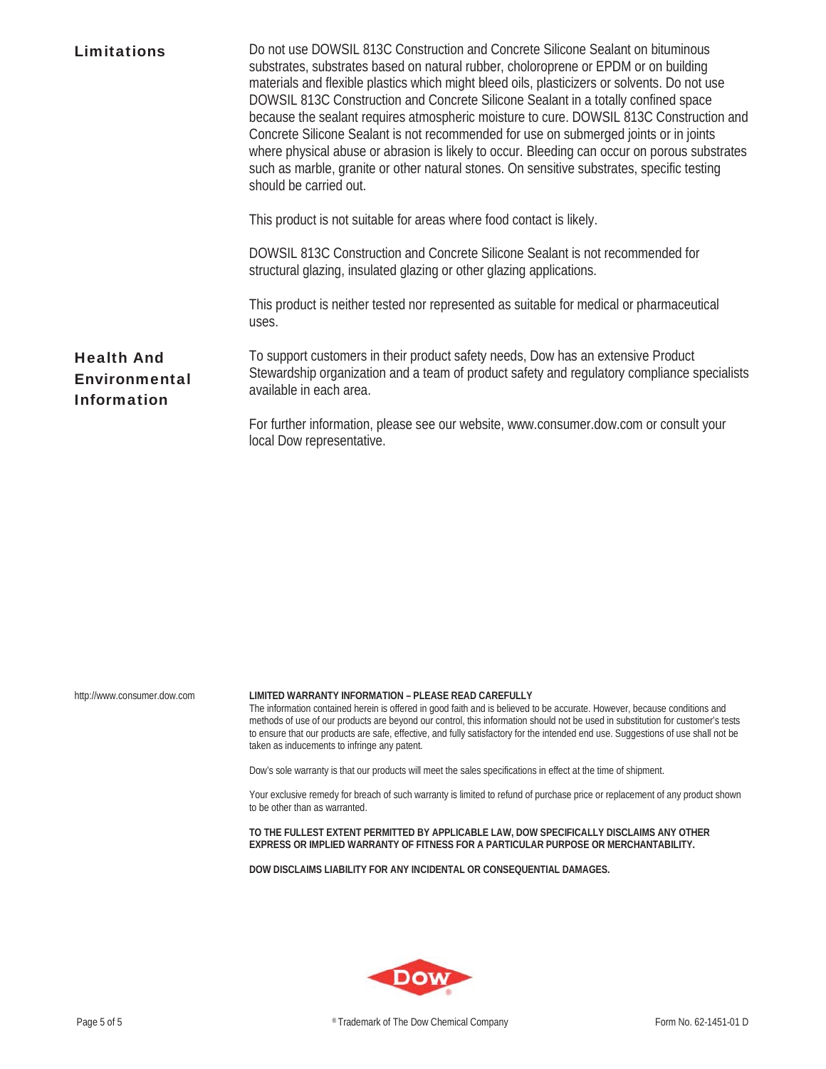## Limitations

Do not use DOWSIL 813C Construction and Concrete Silicone Sealant on bituminous substrates, substrates based on natural rubber, choloroprene or EPDM or on building materials and flexible plastics which might bleed oils, plasticizers or solvents. Do not use DOWSIL 813C Construction and Concrete Silicone Sealant in a totally confined space because the sealant requires atmospheric moisture to cure. DOWSIL 813C Construction and Concrete Silicone Sealant is not recommended for use on submerged joints or in joints where physical abuse or abrasion is likely to occur. Bleeding can occur on porous substrates such as marble, granite or other natural stones. On sensitive substrates, specific testing should be carried out.

This product is not suitable for areas where food contact is likely.

DOWSIL 813C Construction and Concrete Silicone Sealant is not recommended for structural glazing, insulated glazing or other glazing applications.

This product is neither tested nor represented as suitable for medical or pharmaceutical uses.

## Health And Environmental Information

To support customers in their product safety needs, Dow has an extensive Product Stewardship organization and a team of product safety and regulatory compliance specialists available in each area.

For further information, please see our website, www.consumer.dow.com or consult your local Dow representative.

http://www.consumer.dow.com

**LIMITED WARRANTY INFORMATION – PLEASE READ CAREFULLY**

The information contained herein is offered in good faith and is believed to be accurate. However, because conditions and methods of use of our products are beyond our control, this information should not be used in substitution for customer's tests to ensure that our products are safe, effective, and fully satisfactory for the intended end use. Suggestions of use shall not be taken as inducements to infringe any patent.

Dow's sole warranty is that our products will meet the sales specifications in effect at the time of shipment.

Your exclusive remedy for breach of such warranty is limited to refund of purchase price or replacement of any product shown to be other than as warranted.

**TO THE FULLEST EXTENT PERMITTED BY APPLICABLE LAW, DOW SPECIFICALLY DISCLAIMS ANY OTHER EXPRESS OR IMPLIED WARRANTY OF FITNESS FOR A PARTICULAR PURPOSE OR MERCHANTABILITY.**

**DOW DISCLAIMS LIABILITY FOR ANY INCIDENTAL OR CONSEQUENTIAL DAMAGES.**

® Trademark of The Dow Chemical Company

Form No. 62-1451-01 D